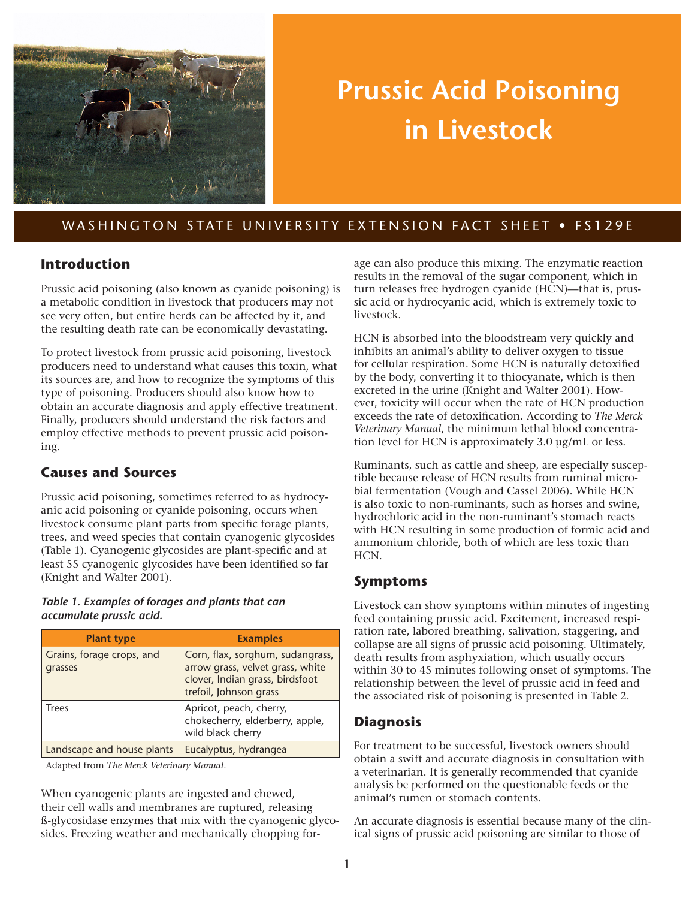# Prussic Acid Poisoning in Livestock

WASHINGTON STATE UNIVERSITY EXTENSION FACT SHEET • FS129E

## Introduction

Prussic acid poisoning (also known as cyanide poisoning) is a metabolic condition in livestock that producers may not see very often, but entire herds can be affected by it, and the resulting death rate can be economically devastating.

To protect livestock from prussic acid poisoning, livestock producers need to understand what causes this toxin, what its sources are, and how to recognize the symptoms of this type of poisoning. Producers should also know how to obtain an accurate diagnosis and apply effective treatment. Finally, producers should understand the risk factors and employ effective methods to prevent prussic acid poisoning.

## Causes and Sources

Prussic acid poisoning, sometimes referred to as hydrocyanic acid poisoning or cyanide poisoning, occurs when livestock consume plant parts from specific forage plants, trees, and weed species that contain cyanogenic glycosides (Table 1). Cyanogenic glycosides are plant-specific and at least 55 cyanogenic glycosides have been identified so far (Knight and Walter 2001).

***Table 1. Examples of forages and plants that can accumulate prussic acid.***

| Plant type | Examples |
| --- | --- |
| Grains, forage crops, and grasses | Corn, flax, sorghum, sudangrass, arrow grass, velvet grass, white clover, Indian grass, birdsfoot trefoil, Johnson grass |
| Trees | Apricot, peach, cherry, chokecherry, elderberry, apple, wild black cherry |
| Landscape and house plants | Eucalyptus, hydrangea |

Adapted from *The Merck Veterinary Manual*.

When cyanogenic plants are ingested and chewed, their cell walls and membranes are ruptured, releasing ß-glycosidase enzymes that mix with the cyanogenic glycosides. Freezing weather and mechanically chopping forage can also produce this mixing. The enzymatic reaction results in the removal of the sugar component, which in turn releases free hydrogen cyanide (HCN)—that is, prussic acid or hydrocyanic acid, which is extremely toxic to livestock.

HCN is absorbed into the bloodstream very quickly and inhibits an animal's ability to deliver oxygen to tissue for cellular respiration. Some HCN is naturally detoxified by the body, converting it to thiocyanate, which is then excreted in the urine (Knight and Walter 2001). However, toxicity will occur when the rate of HCN production exceeds the rate of detoxification. According to *The Merck Veterinary Manual*, the minimum lethal blood concentration level for HCN is approximately 3.0 µg/mL or less.

Ruminants, such as cattle and sheep, are especially susceptible because release of HCN results from ruminal microbial fermentation (Vough and Cassel 2006). While HCN is also toxic to non-ruminants, such as horses and swine, hydrochloric acid in the non-ruminant's stomach reacts with HCN resulting in some production of formic acid and ammonium chloride, both of which are less toxic than HCN.

## Symptoms

Livestock can show symptoms within minutes of ingesting feed containing prussic acid. Excitement, increased respiration rate, labored breathing, salivation, staggering, and collapse are all signs of prussic acid poisoning. Ultimately, death results from asphyxiation, which usually occurs within 30 to 45 minutes following onset of symptoms. The relationship between the level of prussic acid in feed and the associated risk of poisoning is presented in Table 2.

## Diagnosis

For treatment to be successful, livestock owners should obtain a swift and accurate diagnosis in consultation with a veterinarian. It is generally recommended that cyanide analysis be performed on the questionable feeds or the animal's rumen or stomach contents.

An accurate diagnosis is essential because many of the clinical signs of prussic acid poisoning are similar to those of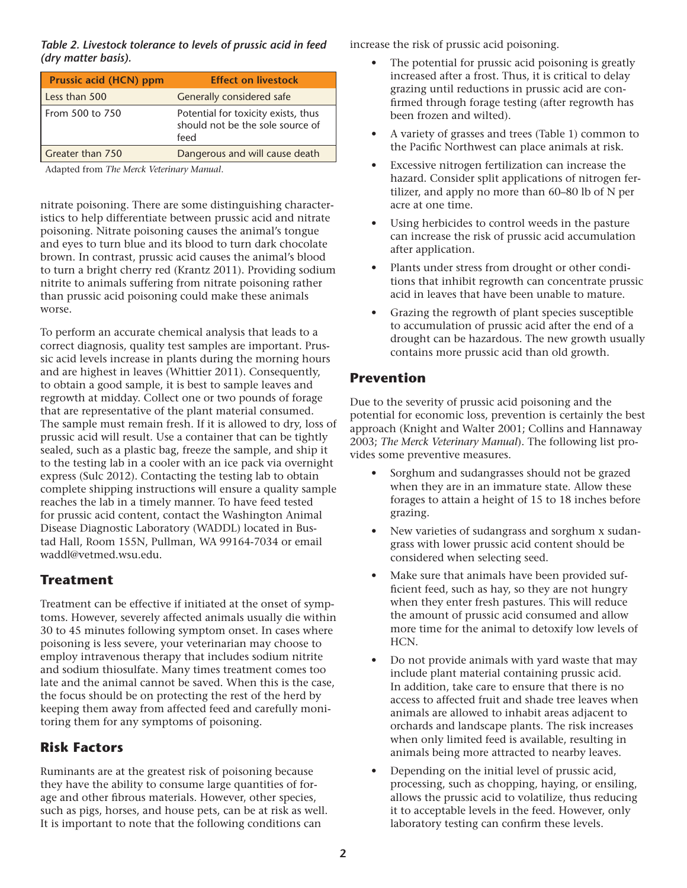*Table 2. Livestock tolerance to levels of prussic acid in feed (dry matter basis).*

| Prussic acid (HCN) ppm | Effect on livestock |
| --- | --- |
| Less than 500 | Generally considered safe |
| From 500 to 750 | Potential for toxicity exists, thus should not be the sole source of feed |
| Greater than 750 | Dangerous and will cause death |

Adapted from *The Merck Veterinary Manual*.

nitrate poisoning. There are some distinguishing characteristics to help differentiate between prussic acid and nitrate poisoning. Nitrate poisoning causes the animal's tongue and eyes to turn blue and its blood to turn dark chocolate brown. In contrast, prussic acid causes the animal's blood to turn a bright cherry red (Krantz 2011). Providing sodium nitrite to animals suffering from nitrate poisoning rather than prussic acid poisoning could make these animals worse.

To perform an accurate chemical analysis that leads to a correct diagnosis, quality test samples are important. Prussic acid levels increase in plants during the morning hours and are highest in leaves (Whittier 2011). Consequently, to obtain a good sample, it is best to sample leaves and regrowth at midday. Collect one or two pounds of forage that are representative of the plant material consumed. The sample must remain fresh. If it is allowed to dry, loss of prussic acid will result. Use a container that can be tightly sealed, such as a plastic bag, freeze the sample, and ship it to the testing lab in a cooler with an ice pack via overnight express (Sulc 2012). Contacting the testing lab to obtain complete shipping instructions will ensure a quality sample reaches the lab in a timely manner. To have feed tested for prussic acid content, contact the Washington Animal Disease Diagnostic Laboratory (WADDL) located in Bustad Hall, Room 155N, Pullman, WA 99164-7034 or email waddl@vetmed.wsu.edu.

## Treatment

Treatment can be effective if initiated at the onset of symptoms. However, severely affected animals usually die within 30 to 45 minutes following symptom onset. In cases where poisoning is less severe, your veterinarian may choose to employ intravenous therapy that includes sodium nitrite and sodium thiosulfate. Many times treatment comes too late and the animal cannot be saved. When this is the case, the focus should be on protecting the rest of the herd by keeping them away from affected feed and carefully monitoring them for any symptoms of poisoning.

## Risk Factors

Ruminants are at the greatest risk of poisoning because they have the ability to consume large quantities of forage and other fibrous materials. However, other species, such as pigs, horses, and house pets, can be at risk as well. It is important to note that the following conditions can increase the risk of prussic acid poisoning.

- The potential for prussic acid poisoning is greatly increased after a frost. Thus, it is critical to delay grazing until reductions in prussic acid are confirmed through forage testing (after regrowth has been frozen and wilted).
- A variety of grasses and trees (Table 1) common to the Pacific Northwest can place animals at risk.
- Excessive nitrogen fertilization can increase the hazard. Consider split applications of nitrogen fertilizer, and apply no more than 60–80 lb of N per acre at one time.
- Using herbicides to control weeds in the pasture can increase the risk of prussic acid accumulation after application.
- Plants under stress from drought or other conditions that inhibit regrowth can concentrate prussic acid in leaves that have been unable to mature.
- Grazing the regrowth of plant species susceptible to accumulation of prussic acid after the end of a drought can be hazardous. The new growth usually contains more prussic acid than old growth.

## Prevention

Due to the severity of prussic acid poisoning and the potential for economic loss, prevention is certainly the best approach (Knight and Walter 2001; Collins and Hannaway 2003; *The Merck Veterinary Manual*). The following list provides some preventive measures.

- Sorghum and sudangrasses should not be grazed when they are in an immature state. Allow these forages to attain a height of 15 to 18 inches before grazing.
- New varieties of sudangrass and sorghum x sudangrass with lower prussic acid content should be considered when selecting seed.
- Make sure that animals have been provided sufficient feed, such as hay, so they are not hungry when they enter fresh pastures. This will reduce the amount of prussic acid consumed and allow more time for the animal to detoxify low levels of HCN.
- Do not provide animals with yard waste that may include plant material containing prussic acid. In addition, take care to ensure that there is no access to affected fruit and shade tree leaves when animals are allowed to inhabit areas adjacent to orchards and landscape plants. The risk increases when only limited feed is available, resulting in animals being more attracted to nearby leaves.
- Depending on the initial level of prussic acid, processing, such as chopping, haying, or ensiling, allows the prussic acid to volatilize, thus reducing it to acceptable levels in the feed. However, only laboratory testing can confirm these levels.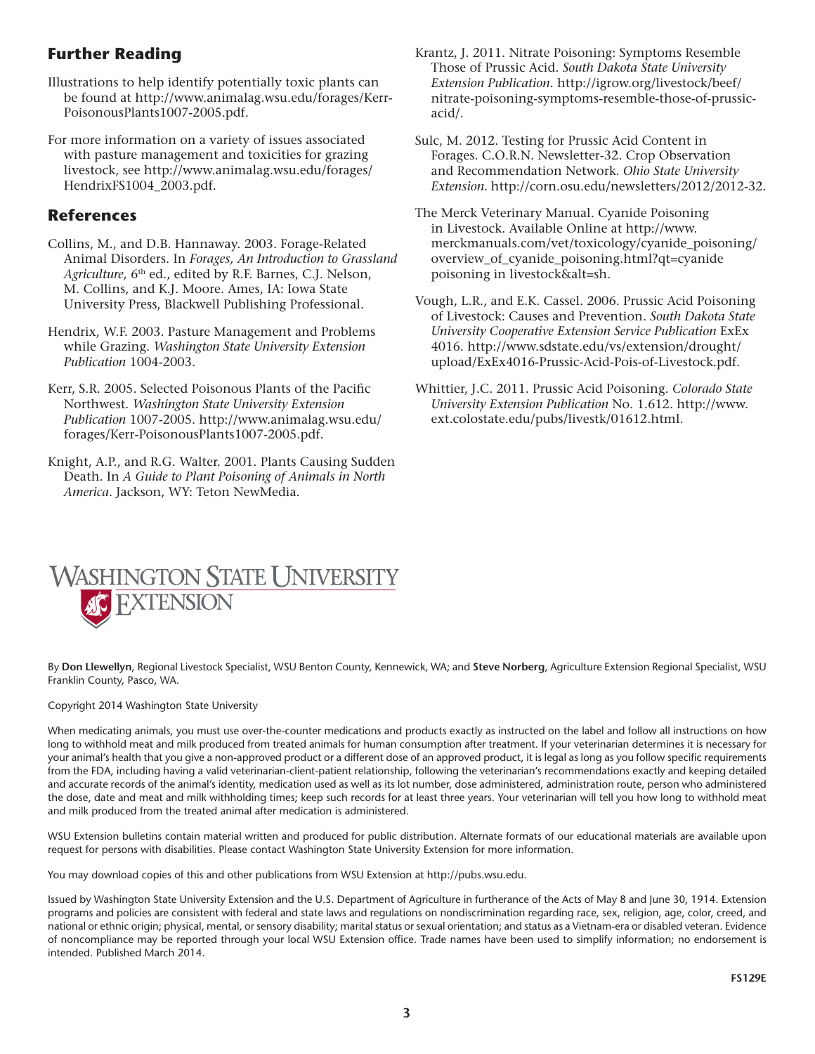## Further Reading

Illustrations to help identify potentially toxic plants can be found at http://www.animalag.wsu.edu/forages/Kerr-PoisonousPlants1007-2005.pdf.

For more information on a variety of issues associated with pasture management and toxicities for grazing livestock, see http://www.animalag.wsu.edu/forages/HendrixFS1004_2003.pdf.

## References

Collins, M., and D.B. Hannaway. 2003. Forage-Related Animal Disorders. In *Forages, An Introduction to Grassland Agriculture,* 6th ed., edited by R.F. Barnes, C.J. Nelson, M. Collins, and K.J. Moore. Ames, IA: Iowa State University Press, Blackwell Publishing Professional.

Hendrix, W.F. 2003. Pasture Management and Problems while Grazing. *Washington State University Extension Publication* 1004-2003.

Kerr, S.R. 2005. Selected Poisonous Plants of the Pacific Northwest. *Washington State University Extension Publication* 1007-2005. http://www.animalag.wsu.edu/forages/Kerr-PoisonousPlants1007-2005.pdf.

Knight, A.P., and R.G. Walter. 2001. Plants Causing Sudden Death. In *A Guide to Plant Poisoning of Animals in North America*. Jackson, WY: Teton NewMedia.

Krantz, J. 2011. Nitrate Poisoning: Symptoms Resemble Those of Prussic Acid. *South Dakota State University Extension Publication*. http://igrow.org/livestock/beef/nitrate-poisoning-symptoms-resemble-those-of-prussic-acid/.

Sulc, M. 2012. Testing for Prussic Acid Content in Forages. C.O.R.N. Newsletter-32. Crop Observation and Recommendation Network. *Ohio State University Extension*. http://corn.osu.edu/newsletters/2012/2012-32.

The Merck Veterinary Manual. Cyanide Poisoning in Livestock. Available Online at http://www.merckmanuals.com/vet/toxicology/cyanide_poisoning/overview_of_cyanide_poisoning.html?qt=cyanide poisoning in livestock&alt=sh.

Vough, L.R., and E.K. Cassel. 2006. Prussic Acid Poisoning of Livestock: Causes and Prevention. *South Dakota State University Cooperative Extension Service Publication* ExEx 4016. http://www.sdstate.edu/vs/extension/drought/upload/ExEx4016-Prussic-Acid-Pois-of-Livestock.pdf.

Whittier, J.C. 2011. Prussic Acid Poisoning. *Colorado State University Extension Publication* No. 1.612. http://www.ext.colostate.edu/pubs/livestk/01612.html.

Washington State University Extension

By **Don Llewellyn**, Regional Livestock Specialist, WSU Benton County, Kennewick, WA; and **Steve Norberg**, Agriculture Extension Regional Specialist, WSU Franklin County, Pasco, WA.

Copyright 2014 Washington State University

When medicating animals, you must use over-the-counter medications and products exactly as instructed on the label and follow all instructions on how long to withhold meat and milk produced from treated animals for human consumption after treatment. If your veterinarian determines it is necessary for your animal's health that you give a non-approved product or a different dose of an approved product, it is legal as long as you follow specific requirements from the FDA, including having a valid veterinarian-client-patient relationship, following the veterinarian's recommendations exactly and keeping detailed and accurate records of the animal's identity, medication used as well as its lot number, dose administered, administration route, person who administered the dose, date and meat and milk withholding times; keep such records for at least three years. Your veterinarian will tell you how long to withhold meat and milk produced from the treated animal after medication is administered.

WSU Extension bulletins contain material written and produced for public distribution. Alternate formats of our educational materials are available upon request for persons with disabilities. Please contact Washington State University Extension for more information.

You may download copies of this and other publications from WSU Extension at http://pubs.wsu.edu.

Issued by Washington State University Extension and the U.S. Department of Agriculture in furtherance of the Acts of May 8 and June 30, 1914. Extension programs and policies are consistent with federal and state laws and regulations on nondiscrimination regarding race, sex, religion, age, color, creed, and national or ethnic origin; physical, mental, or sensory disability; marital status or sexual orientation; and status as a Vietnam-era or disabled veteran. Evidence of noncompliance may be reported through your local WSU Extension office. Trade names have been used to simplify information; no endorsement is intended. Published March 2014.

FS129E